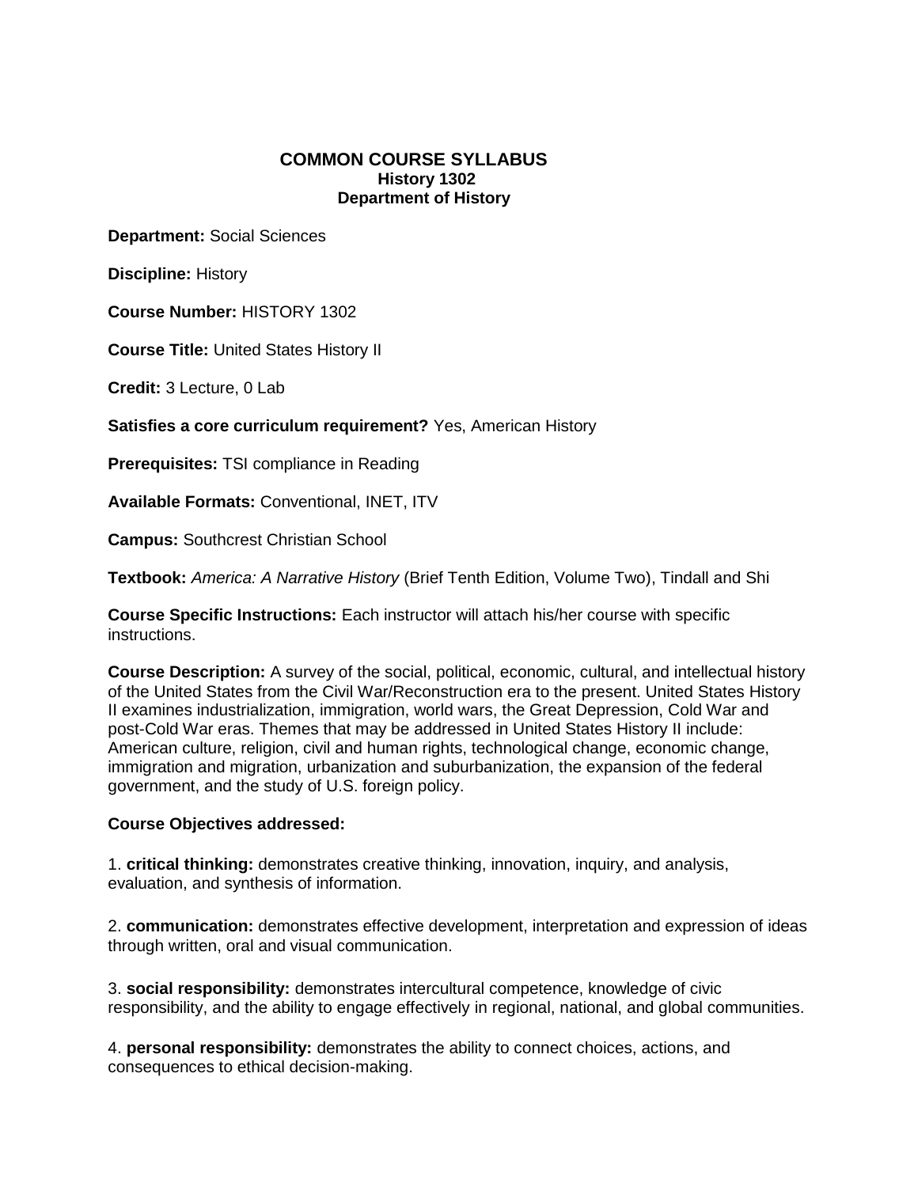# COMMON COURSE SYLLABUS
## History 1302
## Department of History

**Department:** Social Sciences

**Discipline:** History

**Course Number:** HISTORY 1302

**Course Title:** United States History II

**Credit:** 3 Lecture, 0 Lab

**Satisfies a core curriculum requirement?** Yes, American History

**Prerequisites:** TSI compliance in Reading

**Available Formats:** Conventional, INET, ITV

**Campus:** Southcrest Christian School

**Textbook:** *America: A Narrative History* (Brief Tenth Edition, Volume Two), Tindall and Shi

**Course Specific Instructions:** Each instructor will attach his/her course with specific instructions.

**Course Description:** A survey of the social, political, economic, cultural, and intellectual history of the United States from the Civil War/Reconstruction era to the present. United States History II examines industrialization, immigration, world wars, the Great Depression, Cold War and post-Cold War eras. Themes that may be addressed in United States History II include: American culture, religion, civil and human rights, technological change, economic change, immigration and migration, urbanization and suburbanization, the expansion of the federal government, and the study of U.S. foreign policy.

**Course Objectives addressed:**

1. **critical thinking:** demonstrates creative thinking, innovation, inquiry, and analysis, evaluation, and synthesis of information.

2. **communication:** demonstrates effective development, interpretation and expression of ideas through written, oral and visual communication.

3. **social responsibility:** demonstrates intercultural competence, knowledge of civic responsibility, and the ability to engage effectively in regional, national, and global communities.

4. **personal responsibility:** demonstrates the ability to connect choices, actions, and consequences to ethical decision-making.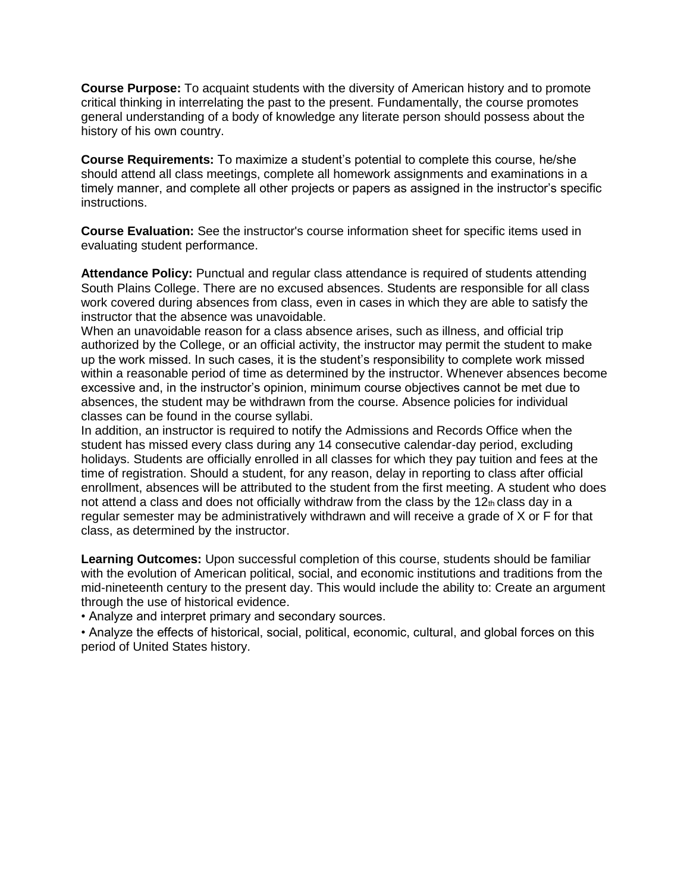**Course Purpose:** To acquaint students with the diversity of American history and to promote critical thinking in interrelating the past to the present. Fundamentally, the course promotes general understanding of a body of knowledge any literate person should possess about the history of his own country.

**Course Requirements:** To maximize a student's potential to complete this course, he/she should attend all class meetings, complete all homework assignments and examinations in a timely manner, and complete all other projects or papers as assigned in the instructor's specific instructions.

**Course Evaluation:** See the instructor's course information sheet for specific items used in evaluating student performance.

**Attendance Policy:** Punctual and regular class attendance is required of students attending South Plains College. There are no excused absences. Students are responsible for all class work covered during absences from class, even in cases in which they are able to satisfy the instructor that the absence was unavoidable.
When an unavoidable reason for a class absence arises, such as illness, and official trip authorized by the College, or an official activity, the instructor may permit the student to make up the work missed. In such cases, it is the student's responsibility to complete work missed within a reasonable period of time as determined by the instructor. Whenever absences become excessive and, in the instructor's opinion, minimum course objectives cannot be met due to absences, the student may be withdrawn from the course. Absence policies for individual classes can be found in the course syllabi.
In addition, an instructor is required to notify the Admissions and Records Office when the student has missed every class during any 14 consecutive calendar-day period, excluding holidays. Students are officially enrolled in all classes for which they pay tuition and fees at the time of registration. Should a student, for any reason, delay in reporting to class after official enrollment, absences will be attributed to the student from the first meeting. A student who does not attend a class and does not officially withdraw from the class by the 12th class day in a regular semester may be administratively withdrawn and will receive a grade of X or F for that class, as determined by the instructor.

**Learning Outcomes:** Upon successful completion of this course, students should be familiar with the evolution of American political, social, and economic institutions and traditions from the mid-nineteenth century to the present day. This would include the ability to: Create an argument through the use of historical evidence.

- Analyze and interpret primary and secondary sources.
- Analyze the effects of historical, social, political, economic, cultural, and global forces on this period of United States history.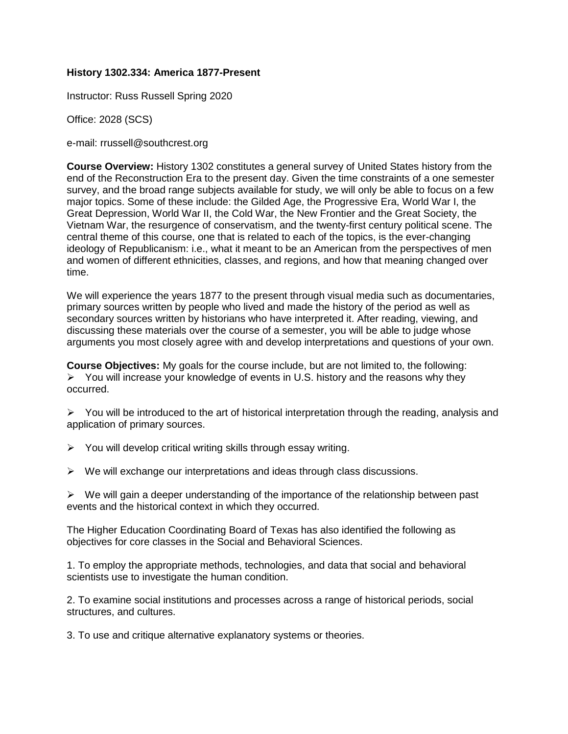**History 1302.334: America 1877-Present**

Instructor: Russ Russell Spring 2020

Office: 2028 (SCS)

e-mail: rrussell@southcrest.org

**Course Overview:** History 1302 constitutes a general survey of United States history from the end of the Reconstruction Era to the present day. Given the time constraints of a one semester survey, and the broad range subjects available for study, we will only be able to focus on a few major topics. Some of these include: the Gilded Age, the Progressive Era, World War I, the Great Depression, World War II, the Cold War, the New Frontier and the Great Society, the Vietnam War, the resurgence of conservatism, and the twenty-first century political scene. The central theme of this course, one that is related to each of the topics, is the ever-changing ideology of Republicanism: i.e., what it meant to be an American from the perspectives of men and women of different ethnicities, classes, and regions, and how that meaning changed over time.

We will experience the years 1877 to the present through visual media such as documentaries, primary sources written by people who lived and made the history of the period as well as secondary sources written by historians who have interpreted it. After reading, viewing, and discussing these materials over the course of a semester, you will be able to judge whose arguments you most closely agree with and develop interpretations and questions of your own.

**Course Objectives:** My goals for the course include, but are not limited to, the following:

- You will increase your knowledge of events in U.S. history and the reasons why they occurred.

- You will be introduced to the art of historical interpretation through the reading, analysis and application of primary sources.

- You will develop critical writing skills through essay writing.

- We will exchange our interpretations and ideas through class discussions.

- We will gain a deeper understanding of the importance of the relationship between past events and the historical context in which they occurred.

The Higher Education Coordinating Board of Texas has also identified the following as objectives for core classes in the Social and Behavioral Sciences.

1. To employ the appropriate methods, technologies, and data that social and behavioral scientists use to investigate the human condition.

2. To examine social institutions and processes across a range of historical periods, social structures, and cultures.

3. To use and critique alternative explanatory systems or theories.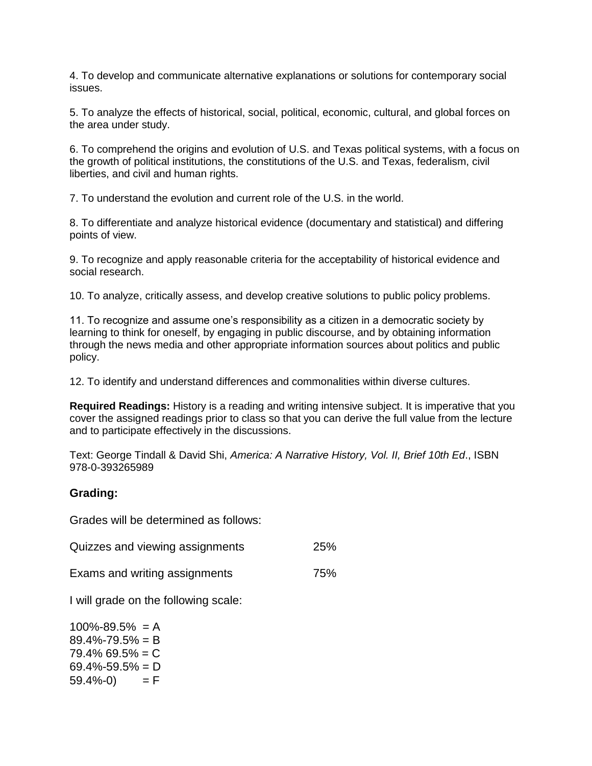4. To develop and communicate alternative explanations or solutions for contemporary social issues.

5. To analyze the effects of historical, social, political, economic, cultural, and global forces on the area under study.

6. To comprehend the origins and evolution of U.S. and Texas political systems, with a focus on the growth of political institutions, the constitutions of the U.S. and Texas, federalism, civil liberties, and civil and human rights.

7. To understand the evolution and current role of the U.S. in the world.

8. To differentiate and analyze historical evidence (documentary and statistical) and differing points of view.

9. To recognize and apply reasonable criteria for the acceptability of historical evidence and social research.

10. To analyze, critically assess, and develop creative solutions to public policy problems.

11. To recognize and assume one's responsibility as a citizen in a democratic society by learning to think for oneself, by engaging in public discourse, and by obtaining information through the news media and other appropriate information sources about politics and public policy.

12. To identify and understand differences and commonalities within diverse cultures.

**Required Readings:** History is a reading and writing intensive subject. It is imperative that you cover the assigned readings prior to class so that you can derive the full value from the lecture and to participate effectively in the discussions.

Text: George Tindall & David Shi, *America: A Narrative History, Vol. II, Brief 10th Ed*., ISBN 978-0-393265989

### Grading:

Grades will be determined as follows:

| | |
|---|---|
| Quizzes and viewing assignments | 25% |
| Exams and writing assignments | 75% |

I will grade on the following scale:

100%-89.5% = A
89.4%-79.5% = B
79.4% 69.5% = C
69.4%-59.5% = D
59.4%-0) = F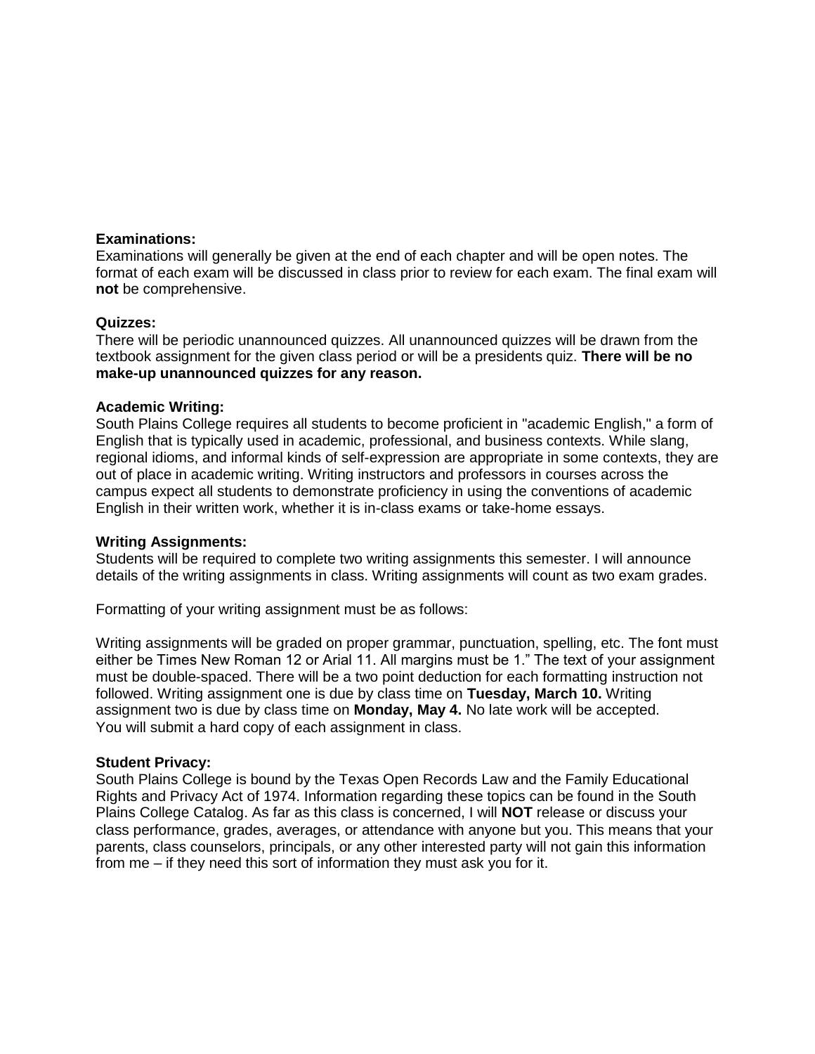**Examinations:**
Examinations will generally be given at the end of each chapter and will be open notes. The format of each exam will be discussed in class prior to review for each exam. The final exam will **not** be comprehensive.

**Quizzes:**
There will be periodic unannounced quizzes. All unannounced quizzes will be drawn from the textbook assignment for the given class period or will be a presidents quiz. **There will be no make-up unannounced quizzes for any reason.**

**Academic Writing:**
South Plains College requires all students to become proficient in "academic English," a form of English that is typically used in academic, professional, and business contexts. While slang, regional idioms, and informal kinds of self-expression are appropriate in some contexts, they are out of place in academic writing. Writing instructors and professors in courses across the campus expect all students to demonstrate proficiency in using the conventions of academic English in their written work, whether it is in-class exams or take-home essays.

**Writing Assignments:**
Students will be required to complete two writing assignments this semester. I will announce details of the writing assignments in class. Writing assignments will count as two exam grades.

Formatting of your writing assignment must be as follows:

Writing assignments will be graded on proper grammar, punctuation, spelling, etc. The font must either be Times New Roman 12 or Arial 11. All margins must be 1." The text of your assignment must be double-spaced. There will be a two point deduction for each formatting instruction not followed. Writing assignment one is due by class time on **Tuesday, March 10.** Writing assignment two is due by class time on **Monday, May 4.** No late work will be accepted. You will submit a hard copy of each assignment in class.

**Student Privacy:**
South Plains College is bound by the Texas Open Records Law and the Family Educational Rights and Privacy Act of 1974. Information regarding these topics can be found in the South Plains College Catalog. As far as this class is concerned, I will **NOT** release or discuss your class performance, grades, averages, or attendance with anyone but you. This means that your parents, class counselors, principals, or any other interested party will not gain this information from me – if they need this sort of information they must ask you for it.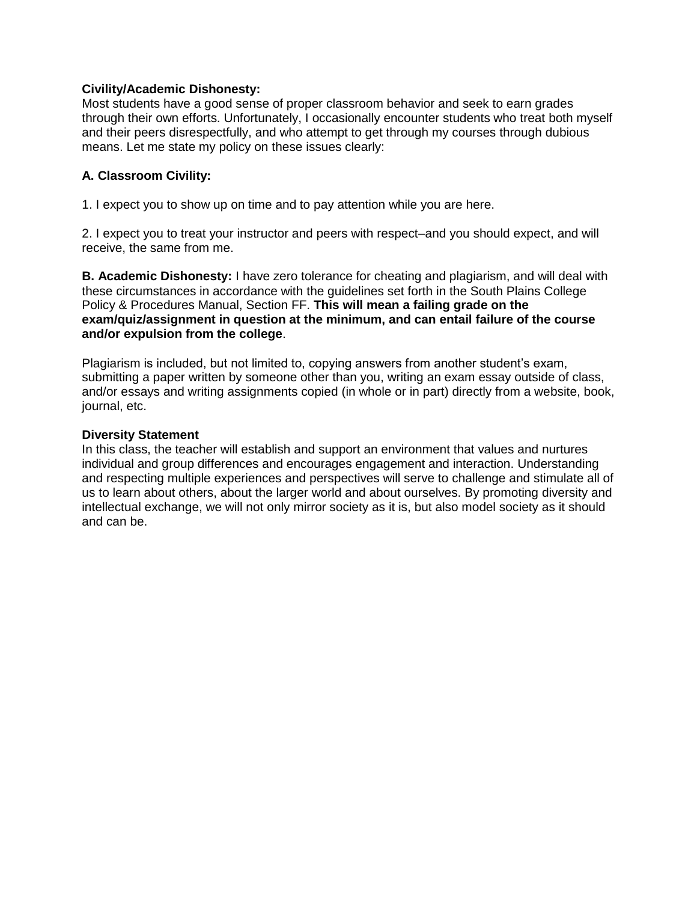**Civility/Academic Dishonesty:**
Most students have a good sense of proper classroom behavior and seek to earn grades through their own efforts. Unfortunately, I occasionally encounter students who treat both myself and their peers disrespectfully, and who attempt to get through my courses through dubious means. Let me state my policy on these issues clearly:

**A. Classroom Civility:**

1. I expect you to show up on time and to pay attention while you are here.

2. I expect you to treat your instructor and peers with respect–and you should expect, and will receive, the same from me.

**B. Academic Dishonesty:** I have zero tolerance for cheating and plagiarism, and will deal with these circumstances in accordance with the guidelines set forth in the South Plains College Policy & Procedures Manual, Section FF. **This will mean a failing grade on the exam/quiz/assignment in question at the minimum, and can entail failure of the course and/or expulsion from the college**.

Plagiarism is included, but not limited to, copying answers from another student's exam, submitting a paper written by someone other than you, writing an exam essay outside of class, and/or essays and writing assignments copied (in whole or in part) directly from a website, book, journal, etc.

**Diversity Statement**
In this class, the teacher will establish and support an environment that values and nurtures individual and group differences and encourages engagement and interaction. Understanding and respecting multiple experiences and perspectives will serve to challenge and stimulate all of us to learn about others, about the larger world and about ourselves. By promoting diversity and intellectual exchange, we will not only mirror society as it is, but also model society as it should and can be.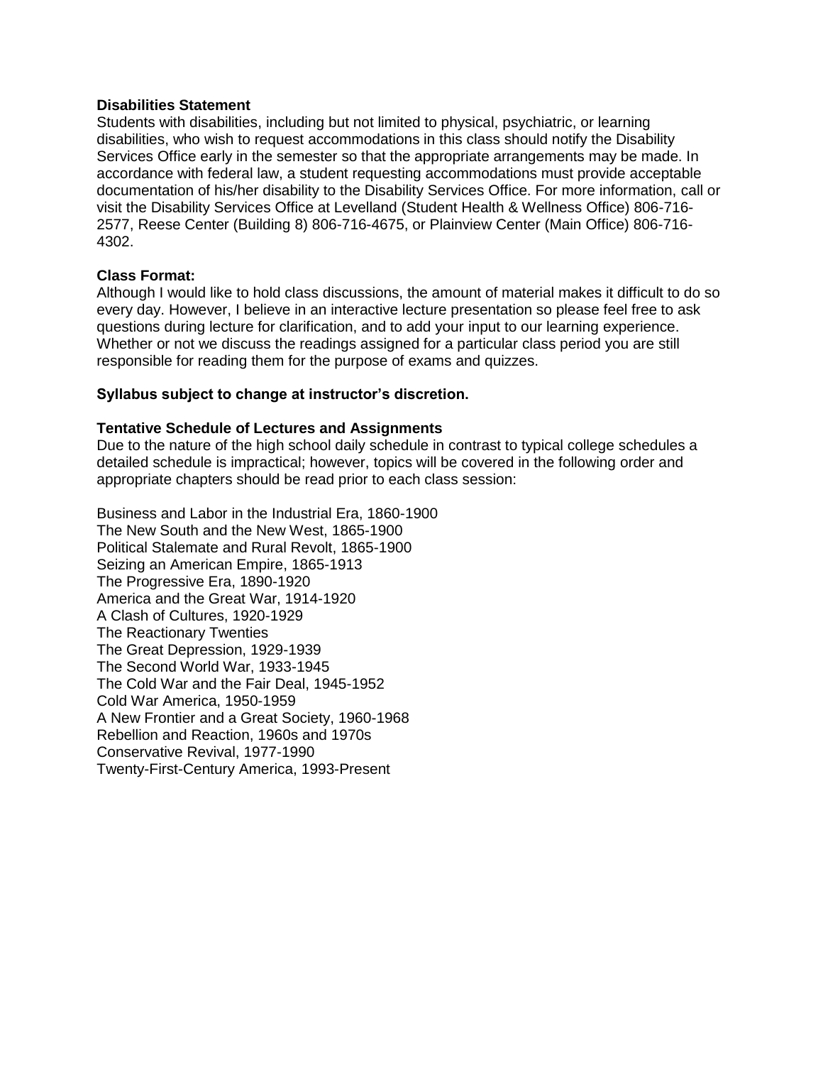**Disabilities Statement**

Students with disabilities, including but not limited to physical, psychiatric, or learning disabilities, who wish to request accommodations in this class should notify the Disability Services Office early in the semester so that the appropriate arrangements may be made. In accordance with federal law, a student requesting accommodations must provide acceptable documentation of his/her disability to the Disability Services Office. For more information, call or visit the Disability Services Office at Levelland (Student Health & Wellness Office) 806-716-2577, Reese Center (Building 8) 806-716-4675, or Plainview Center (Main Office) 806-716-4302.

**Class Format:**

Although I would like to hold class discussions, the amount of material makes it difficult to do so every day. However, I believe in an interactive lecture presentation so please feel free to ask questions during lecture for clarification, and to add your input to our learning experience. Whether or not we discuss the readings assigned for a particular class period you are still responsible for reading them for the purpose of exams and quizzes.

**Syllabus subject to change at instructor's discretion.**

**Tentative Schedule of Lectures and Assignments**

Due to the nature of the high school daily schedule in contrast to typical college schedules a detailed schedule is impractical; however, topics will be covered in the following order and appropriate chapters should be read prior to each class session:

Business and Labor in the Industrial Era, 1860-1900
The New South and the New West, 1865-1900
Political Stalemate and Rural Revolt, 1865-1900
Seizing an American Empire, 1865-1913
The Progressive Era, 1890-1920
America and the Great War, 1914-1920
A Clash of Cultures, 1920-1929
The Reactionary Twenties
The Great Depression, 1929-1939
The Second World War, 1933-1945
The Cold War and the Fair Deal, 1945-1952
Cold War America, 1950-1959
A New Frontier and a Great Society, 1960-1968
Rebellion and Reaction, 1960s and 1970s
Conservative Revival, 1977-1990
Twenty-First-Century America, 1993-Present